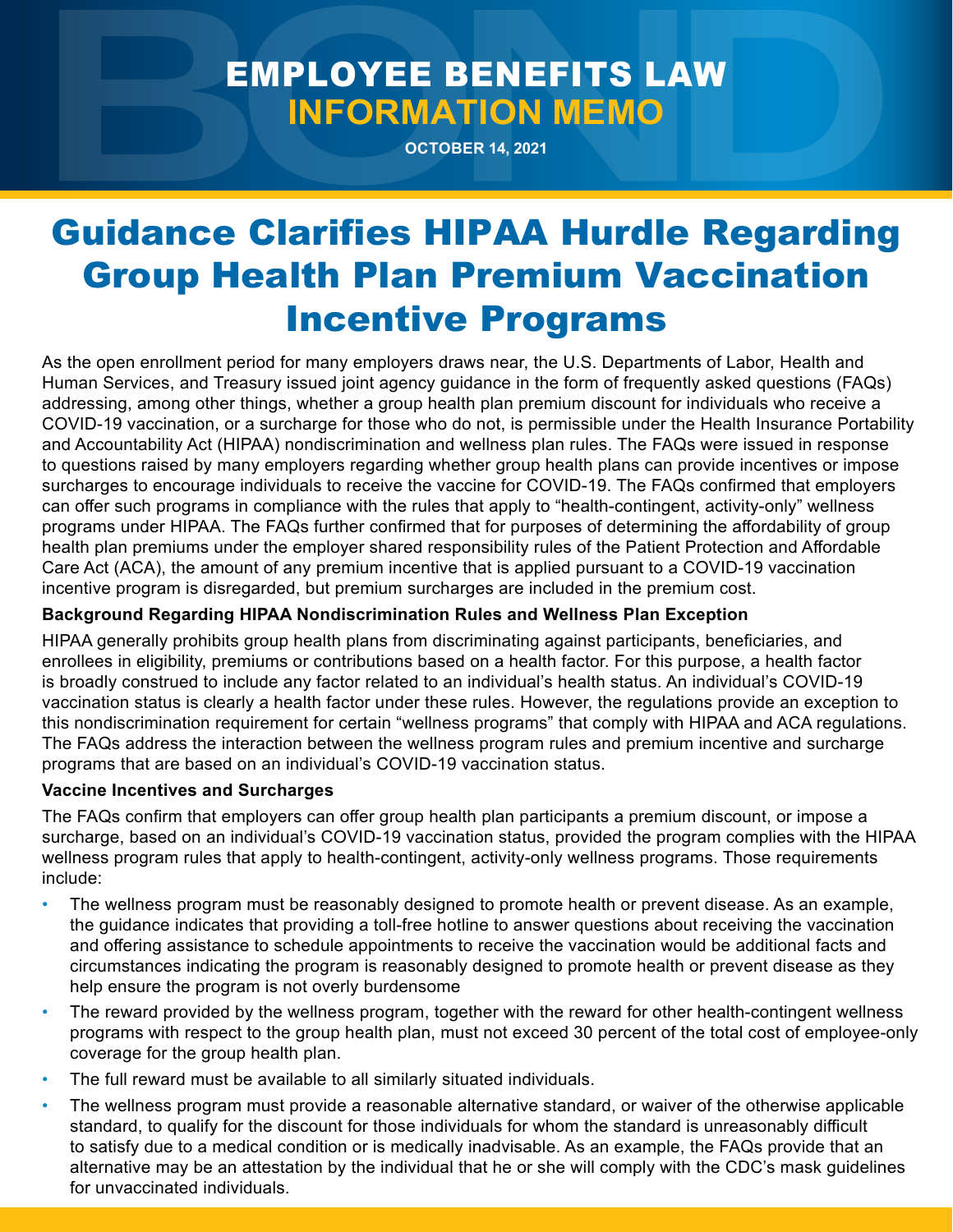# EMPLOYEE BENEFITS LAW
## INFORMATION MEMO

**OCTOBER 14, 2021**

# Guidance Clarifies HIPAA Hurdle Regarding Group Health Plan Premium Vaccination Incentive Programs

As the open enrollment period for many employers draws near, the U.S. Departments of Labor, Health and Human Services, and Treasury issued joint agency guidance in the form of frequently asked questions (FAQs) addressing, among other things, whether a group health plan premium discount for individuals who receive a COVID-19 vaccination, or a surcharge for those who do not, is permissible under the Health Insurance Portability and Accountability Act (HIPAA) nondiscrimination and wellness plan rules. The FAQs were issued in response to questions raised by many employers regarding whether group health plans can provide incentives or impose surcharges to encourage individuals to receive the vaccine for COVID-19. The FAQs confirmed that employers can offer such programs in compliance with the rules that apply to "health-contingent, activity-only" wellness programs under HIPAA. The FAQs further confirmed that for purposes of determining the affordability of group health plan premiums under the employer shared responsibility rules of the Patient Protection and Affordable Care Act (ACA), the amount of any premium incentive that is applied pursuant to a COVID-19 vaccination incentive program is disregarded, but premium surcharges are included in the premium cost.

### Background Regarding HIPAA Nondiscrimination Rules and Wellness Plan Exception

HIPAA generally prohibits group health plans from discriminating against participants, beneficiaries, and enrollees in eligibility, premiums or contributions based on a health factor. For this purpose, a health factor is broadly construed to include any factor related to an individual's health status. An individual's COVID-19 vaccination status is clearly a health factor under these rules. However, the regulations provide an exception to this nondiscrimination requirement for certain "wellness programs" that comply with HIPAA and ACA regulations. The FAQs address the interaction between the wellness program rules and premium incentive and surcharge programs that are based on an individual's COVID-19 vaccination status.

### Vaccine Incentives and Surcharges

The FAQs confirm that employers can offer group health plan participants a premium discount, or impose a surcharge, based on an individual's COVID-19 vaccination status, provided the program complies with the HIPAA wellness program rules that apply to health-contingent, activity-only wellness programs. Those requirements include:

- The wellness program must be reasonably designed to promote health or prevent disease. As an example, the guidance indicates that providing a toll-free hotline to answer questions about receiving the vaccination and offering assistance to schedule appointments to receive the vaccination would be additional facts and circumstances indicating the program is reasonably designed to promote health or prevent disease as they help ensure the program is not overly burdensome
- The reward provided by the wellness program, together with the reward for other health-contingent wellness programs with respect to the group health plan, must not exceed 30 percent of the total cost of employee-only coverage for the group health plan.
- The full reward must be available to all similarly situated individuals.
- The wellness program must provide a reasonable alternative standard, or waiver of the otherwise applicable standard, to qualify for the discount for those individuals for whom the standard is unreasonably difficult to satisfy due to a medical condition or is medically inadvisable. As an example, the FAQs provide that an alternative may be an attestation by the individual that he or she will comply with the CDC's mask guidelines for unvaccinated individuals.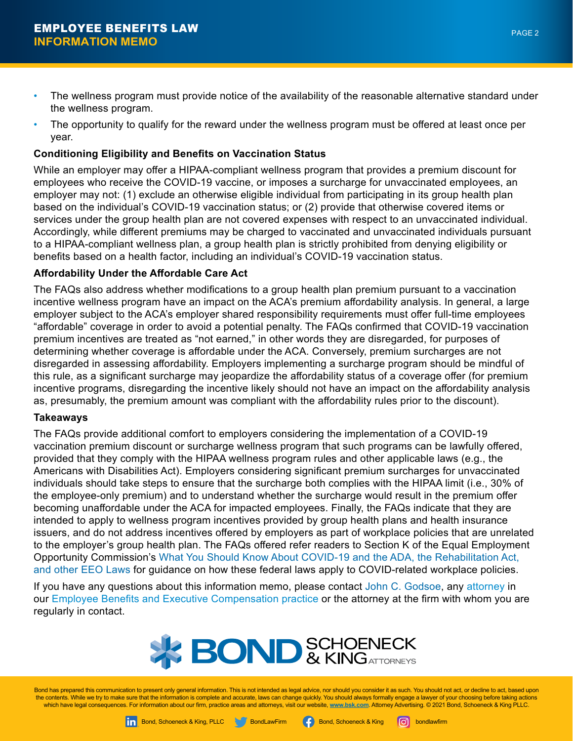- The wellness program must provide notice of the availability of the reasonable alternative standard under the wellness program.
- The opportunity to qualify for the reward under the wellness program must be offered at least once per year.

**Conditioning Eligibility and Benefits on Vaccination Status**

While an employer may offer a HIPAA-compliant wellness program that provides a premium discount for employees who receive the COVID-19 vaccine, or imposes a surcharge for unvaccinated employees, an employer may not: (1) exclude an otherwise eligible individual from participating in its group health plan based on the individual's COVID-19 vaccination status; or (2) provide that otherwise covered items or services under the group health plan are not covered expenses with respect to an unvaccinated individual. Accordingly, while different premiums may be charged to vaccinated and unvaccinated individuals pursuant to a HIPAA-compliant wellness plan, a group health plan is strictly prohibited from denying eligibility or benefits based on a health factor, including an individual's COVID-19 vaccination status.

**Affordability Under the Affordable Care Act**

The FAQs also address whether modifications to a group health plan premium pursuant to a vaccination incentive wellness program have an impact on the ACA's premium affordability analysis. In general, a large employer subject to the ACA's employer shared responsibility requirements must offer full-time employees "affordable" coverage in order to avoid a potential penalty. The FAQs confirmed that COVID-19 vaccination premium incentives are treated as "not earned," in other words they are disregarded, for purposes of determining whether coverage is affordable under the ACA. Conversely, premium surcharges are not disregarded in assessing affordability. Employers implementing a surcharge program should be mindful of this rule, as a significant surcharge may jeopardize the affordability status of a coverage offer (for premium incentive programs, disregarding the incentive likely should not have an impact on the affordability analysis as, presumably, the premium amount was compliant with the affordability rules prior to the discount).

**Takeaways**

The FAQs provide additional comfort to employers considering the implementation of a COVID-19 vaccination premium discount or surcharge wellness program that such programs can be lawfully offered, provided that they comply with the HIPAA wellness program rules and other applicable laws (e.g., the Americans with Disabilities Act). Employers considering significant premium surcharges for unvaccinated individuals should take steps to ensure that the surcharge both complies with the HIPAA limit (i.e., 30% of the employee-only premium) and to understand whether the surcharge would result in the premium offer becoming unaffordable under the ACA for impacted employees. Finally, the FAQs indicate that they are intended to apply to wellness program incentives provided by group health plans and health insurance issuers, and do not address incentives offered by employers as part of workplace policies that are unrelated to the employer's group health plan. The FAQs offered refer readers to Section K of the Equal Employment Opportunity Commission's What You Should Know About COVID-19 and the ADA, the Rehabilitation Act, and other EEO Laws for guidance on how these federal laws apply to COVID-related workplace policies.

If you have any questions about this information memo, please contact John C. Godsoe, any attorney in our Employee Benefits and Executive Compensation practice or the attorney at the firm with whom you are regularly in contact.

BOND SCHOENECK & KING ATTORNEYS

Bond has prepared this communication to present only general information. This is not intended as legal advice, nor should you consider it as such. You should not act, or decline to act, based upon the contents. While we try to make sure that the information is complete and accurate, laws can change quickly. You should always formally engage a lawyer of your choosing before taking actions which have legal consequences. For information about our firm, practice areas and attorneys, visit our website, www.bsk.com. Attorney Advertising. © 2021 Bond, Schoeneck & King PLLC.

Bond, Schoeneck & King, PLLC BondLawFirm Bond, Schoeneck & King bondlawfirm